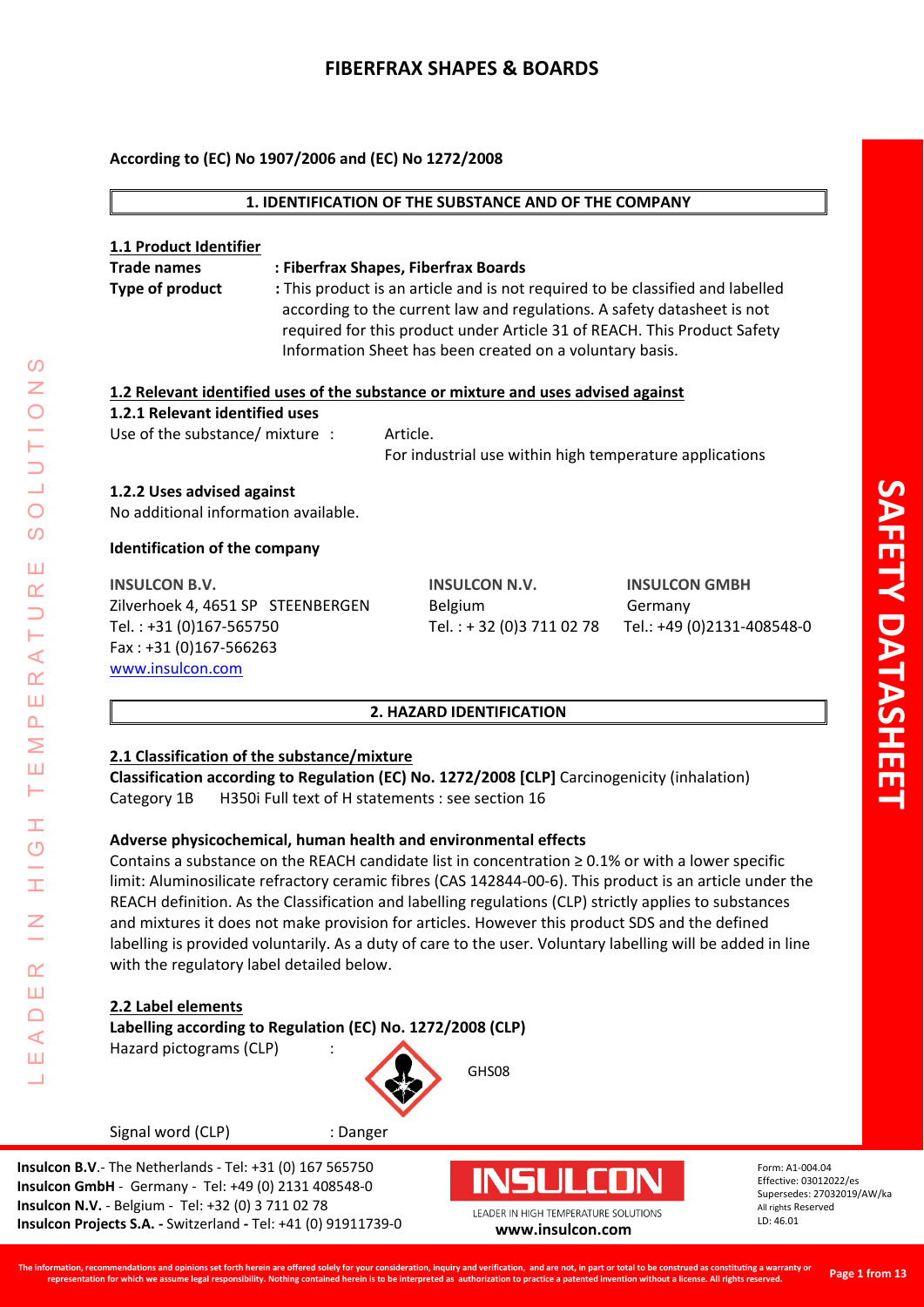# FIBERFRAX SHAPES & BOARDS

**According to (EC) No 1907/2006 and (EC) No 1272/2008**

## 1. IDENTIFICATION OF THE SUBSTANCE AND OF THE COMPANY

### 1.1 Product Identifier

**Trade names** : **Fiberfrax Shapes, Fiberfrax Boards**

**Type of product** : This product is an article and is not required to be classified and labelled according to the current law and regulations. A safety datasheet is not required for this product under Article 31 of REACH. This Product Safety Information Sheet has been created on a voluntary basis.

### 1.2 Relevant identified uses of the substance or mixture and uses advised against

**1.2.1 Relevant identified uses**

Use of the substance/ mixture : Article.
For industrial use within high temperature applications

**1.2.2 Uses advised against**

No additional information available.

**Identification of the company**

**INSULCON B.V.**
Zilverhoek 4, 4651 SP STEENBERGEN
Tel. : +31 (0)167-565750
Fax : +31 (0)167-566263
www.insulcon.com

**INSULCON N.V.**
Belgium
Tel. : + 32 (0)3 711 02 78

**INSULCON GMBH**
Germany
Tel.: +49 (0)2131-408548-0

## 2. HAZARD IDENTIFICATION

### 2.1 Classification of the substance/mixture

**Classification according to Regulation (EC) No. 1272/2008 [CLP]** Carcinogenicity (inhalation) Category 1B H350i Full text of H statements : see section 16

**Adverse physicochemical, human health and environmental effects**

Contains a substance on the REACH candidate list in concentration ≥ 0.1% or with a lower specific limit: Aluminosilicate refractory ceramic fibres (CAS 142844-00-6). This product is an article under the REACH definition. As the Classification and labelling regulations (CLP) strictly applies to substances and mixtures it does not make provision for articles. However this product SDS and the defined labelling is provided voluntarily. As a duty of care to the user. Voluntary labelling will be added in line with the regulatory label detailed below.

### 2.2 Label elements

**Labelling according to Regulation (EC) No. 1272/2008 (CLP)**

Hazard pictograms (CLP) : GHS08

Signal word (CLP) : Danger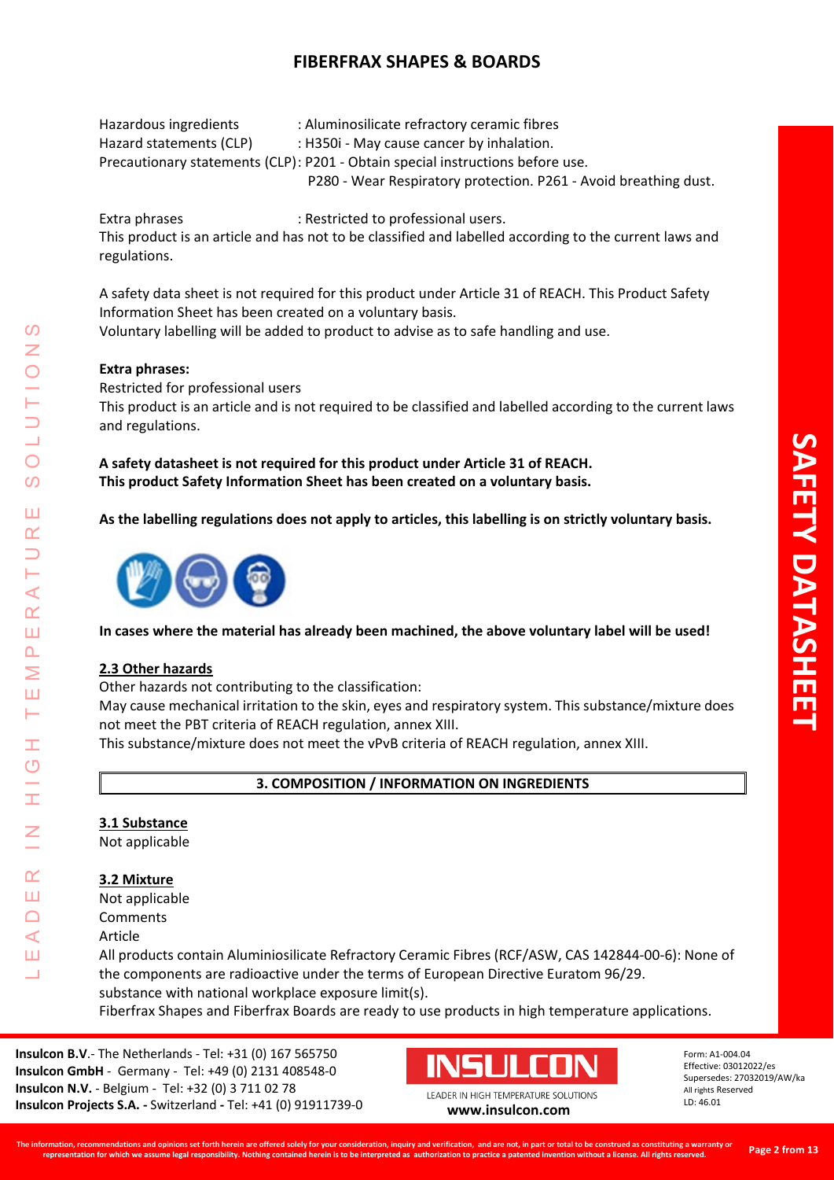Hazardous ingredients : Aluminosilicate refractory ceramic fibres
Hazard statements (CLP) : H350i - May cause cancer by inhalation.
Precautionary statements (CLP): P201 - Obtain special instructions before use.
P280 - Wear Respiratory protection. P261 - Avoid breathing dust.

Extra phrases : Restricted to professional users.
This product is an article and has not to be classified and labelled according to the current laws and regulations.

A safety data sheet is not required for this product under Article 31 of REACH. This Product Safety Information Sheet has been created on a voluntary basis.
Voluntary labelling will be added to product to advise as to safe handling and use.

**Extra phrases:**
Restricted for professional users
This product is an article and is not required to be classified and labelled according to the current laws and regulations.

**A safety datasheet is not required for this product under Article 31 of REACH.**
**This product Safety Information Sheet has been created on a voluntary basis.**

**As the labelling regulations does not apply to articles, this labelling is on strictly voluntary basis.**

**In cases where the material has already been machined, the above voluntary label will be used!**

## 2.3 Other hazards

Other hazards not contributing to the classification:
May cause mechanical irritation to the skin, eyes and respiratory system. This substance/mixture does not meet the PBT criteria of REACH regulation, annex XIII.
This substance/mixture does not meet the vPvB criteria of REACH regulation, annex XIII.

# 3. COMPOSITION / INFORMATION ON INGREDIENTS

## 3.1 Substance

Not applicable

## 3.2 Mixture

Not applicable
Comments
Article
All products contain Aluminiosilicate Refractory Ceramic Fibres (RCF/ASW, CAS 142844-00-6): None of the components are radioactive under the terms of European Directive Euratom 96/29.
substance with national workplace exposure limit(s).
Fiberfrax Shapes and Fiberfrax Boards are ready to use products in high temperature applications.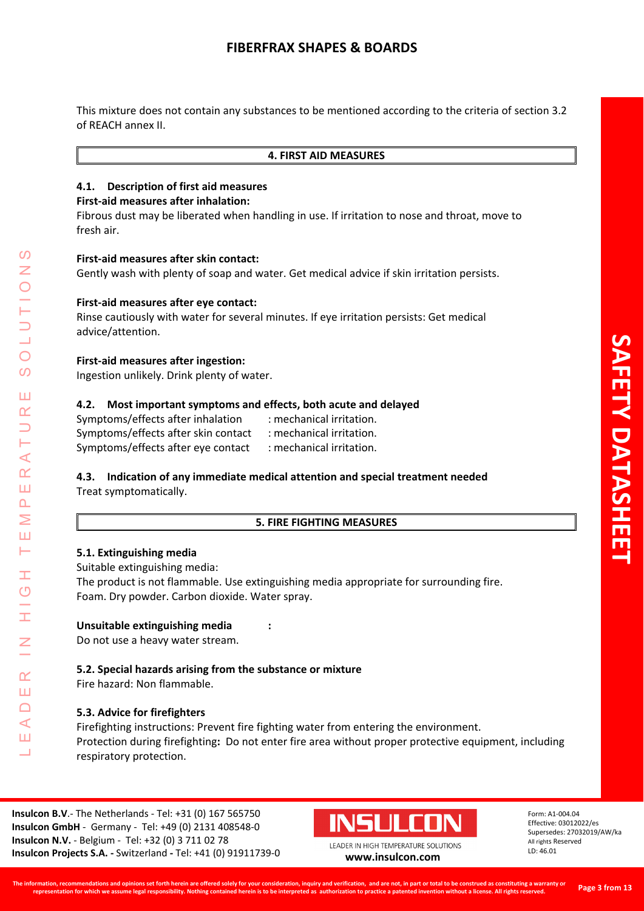This mixture does not contain any substances to be mentioned according to the criteria of section 3.2 of REACH annex II.

## 4. FIRST AID MEASURES

### 4.1. Description of first aid measures

**First-aid measures after inhalation:**
Fibrous dust may be liberated when handling in use. If irritation to nose and throat, move to fresh air.

**First-aid measures after skin contact:**
Gently wash with plenty of soap and water. Get medical advice if skin irritation persists.

**First-aid measures after eye contact:**
Rinse cautiously with water for several minutes. If eye irritation persists: Get medical advice/attention.

**First-aid measures after ingestion:**
Ingestion unlikely. Drink plenty of water.

### 4.2. Most important symptoms and effects, both acute and delayed

Symptoms/effects after inhalation : mechanical irritation.
Symptoms/effects after skin contact : mechanical irritation.
Symptoms/effects after eye contact : mechanical irritation.

### 4.3. Indication of any immediate medical attention and special treatment needed

Treat symptomatically.

## 5. FIRE FIGHTING MEASURES

### 5.1. Extinguishing media

Suitable extinguishing media:
The product is not flammable. Use extinguishing media appropriate for surrounding fire.
Foam. Dry powder. Carbon dioxide. Water spray.

**Unsuitable extinguishing media :**
Do not use a heavy water stream.

### 5.2. Special hazards arising from the substance or mixture

Fire hazard: Non flammable.

### 5.3. Advice for firefighters

Firefighting instructions: Prevent fire fighting water from entering the environment.
Protection during firefighting**:** Do not enter fire area without proper protective equipment, including respiratory protection.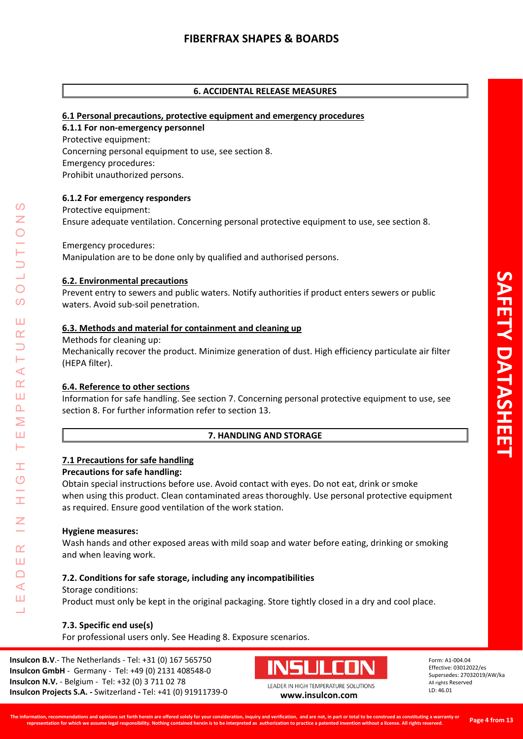## 6. ACCIDENTAL RELEASE MEASURES

### 6.1 Personal precautions, protective equipment and emergency procedures

#### 6.1.1 For non-emergency personnel

Protective equipment:
Concerning personal equipment to use, see section 8.
Emergency procedures:
Prohibit unauthorized persons.

#### 6.1.2 For emergency responders

Protective equipment:
Ensure adequate ventilation. Concerning personal protective equipment to use, see section 8.

Emergency procedures:
Manipulation are to be done only by qualified and authorised persons.

### 6.2. Environmental precautions

Prevent entry to sewers and public waters. Notify authorities if product enters sewers or public waters. Avoid sub-soil penetration.

### 6.3. Methods and material for containment and cleaning up

Methods for cleaning up:
Mechanically recover the product. Minimize generation of dust. High efficiency particulate air filter (HEPA filter).

### 6.4. Reference to other sections

Information for safe handling. See section 7. Concerning personal protective equipment to use, see section 8. For further information refer to section 13.

## 7. HANDLING AND STORAGE

### 7.1 Precautions for safe handling

**Precautions for safe handling:**

Obtain special instructions before use. Avoid contact with eyes. Do not eat, drink or smoke when using this product. Clean contaminated areas thoroughly. Use personal protective equipment as required. Ensure good ventilation of the work station.

**Hygiene measures:**

Wash hands and other exposed areas with mild soap and water before eating, drinking or smoking and when leaving work.

### 7.2. Conditions for safe storage, including any incompatibilities

Storage conditions:
Product must only be kept in the original packaging. Store tightly closed in a dry and cool place.

### 7.3. Specific end use(s)

For professional users only. See Heading 8. Exposure scenarios.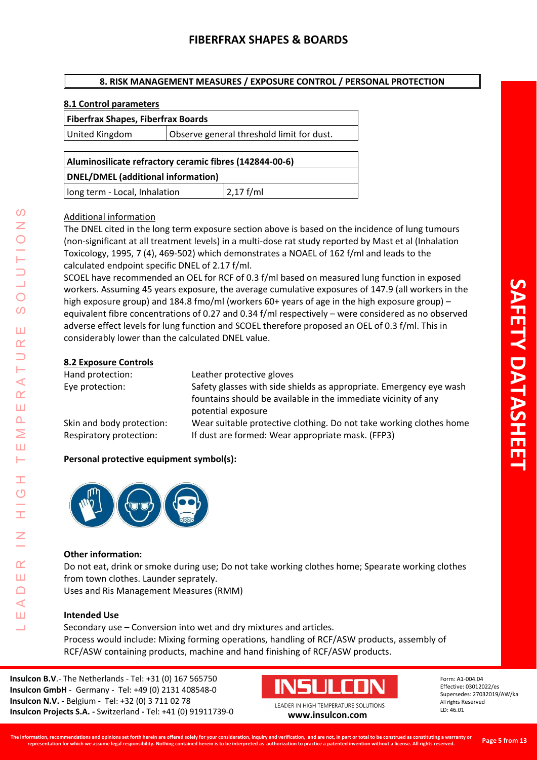## 8. RISK MANAGEMENT MEASURES / EXPOSURE CONTROL / PERSONAL PROTECTION

### 8.1 Control parameters

| Fiberfrax Shapes, Fiberfrax Boards | |
|---|---|
| United Kingdom | Observe general threshold limit for dust. |

| Aluminosilicate refractory ceramic fibres (142844-00-6) | |
|---|---|
| **DNEL/DMEL (additional information)** | |
| long term - Local, Inhalation | 2,17 f/ml |

Additional information

The DNEL cited in the long term exposure section above is based on the incidence of lung tumours (non-significant at all treatment levels) in a multi-dose rat study reported by Mast et al (Inhalation Toxicology, 1995, 7 (4), 469-502) which demonstrates a NOAEL of 162 f/ml and leads to the calculated endpoint specific DNEL of 2.17 f/ml.

SCOEL have recommended an OEL for RCF of 0.3 f/ml based on measured lung function in exposed workers. Assuming 45 years exposure, the average cumulative exposures of 147.9 (all workers in the high exposure group) and 184.8 fmo/ml (workers 60+ years of age in the high exposure group) – equivalent fibre concentrations of 0.27 and 0.34 f/ml respectively – were considered as no observed adverse effect levels for lung function and SCOEL therefore proposed an OEL of 0.3 f/ml. This in considerably lower than the calculated DNEL value.

### 8.2 Exposure Controls

| | |
|---|---|
| Hand protection: | Leather protective gloves |
| Eye protection: | Safety glasses with side shields as appropriate. Emergency eye wash fountains should be available in the immediate vicinity of any potential exposure |
| Skin and body protection: | Wear suitable protective clothing. Do not take working clothes home |
| Respiratory protection: | If dust are formed: Wear appropriate mask. (FFP3) |

**Personal protective equipment symbol(s):**

**Other information:**

Do not eat, drink or smoke during use; Do not take working clothes home; Spearate working clothes from town clothes. Launder seprately.

Uses and Ris Management Measures (RMM)

**Intended Use**

Secondary use – Conversion into wet and dry mixtures and articles.

Process would include: Mixing forming operations, handling of RCF/ASW products, assembly of RCF/ASW containing products, machine and hand finishing of RCF/ASW products.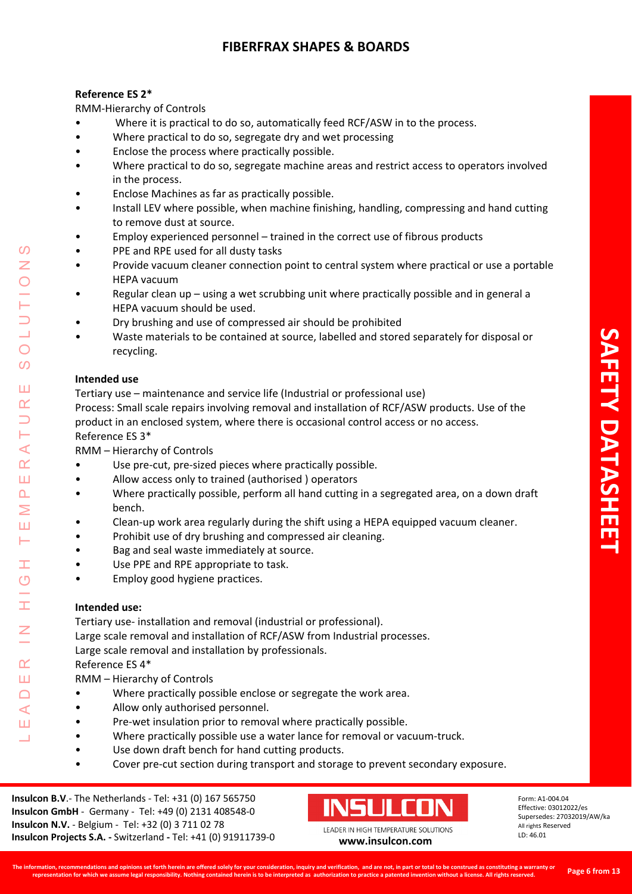**Reference ES 2***

RMM-Hierarchy of Controls

- Where it is practical to do so, automatically feed RCF/ASW in to the process.
- Where practical to do so, segregate dry and wet processing
- Enclose the process where practically possible.
- Where practical to do so, segregate machine areas and restrict access to operators involved in the process.
- Enclose Machines as far as practically possible.
- Install LEV where possible, when machine finishing, handling, compressing and hand cutting to remove dust at source.
- Employ experienced personnel – trained in the correct use of fibrous products
- PPE and RPE used for all dusty tasks
- Provide vacuum cleaner connection point to central system where practical or use a portable HEPA vacuum
- Regular clean up – using a wet scrubbing unit where practically possible and in general a HEPA vacuum should be used.
- Dry brushing and use of compressed air should be prohibited
- Waste materials to be contained at source, labelled and stored separately for disposal or recycling.

**Intended use**

Tertiary use – maintenance and service life (Industrial or professional use)

Process: Small scale repairs involving removal and installation of RCF/ASW products. Use of the product in an enclosed system, where there is occasional control access or no access.

Reference ES 3*

RMM – Hierarchy of Controls

- Use pre-cut, pre-sized pieces where practically possible.
- Allow access only to trained (authorised ) operators
- Where practically possible, perform all hand cutting in a segregated area, on a down draft bench.
- Clean-up work area regularly during the shift using a HEPA equipped vacuum cleaner.
- Prohibit use of dry brushing and compressed air cleaning.
- Bag and seal waste immediately at source.
- Use PPE and RPE appropriate to task.
- Employ good hygiene practices.

**Intended use:**

Tertiary use- installation and removal (industrial or professional).

Large scale removal and installation of RCF/ASW from Industrial processes.

Large scale removal and installation by professionals.

Reference ES 4*

RMM – Hierarchy of Controls

- Where practically possible enclose or segregate the work area.
- Allow only authorised personnel.
- Pre-wet insulation prior to removal where practically possible.
- Where practically possible use a water lance for removal or vacuum-truck.
- Use down draft bench for hand cutting products.
- Cover pre-cut section during transport and storage to prevent secondary exposure.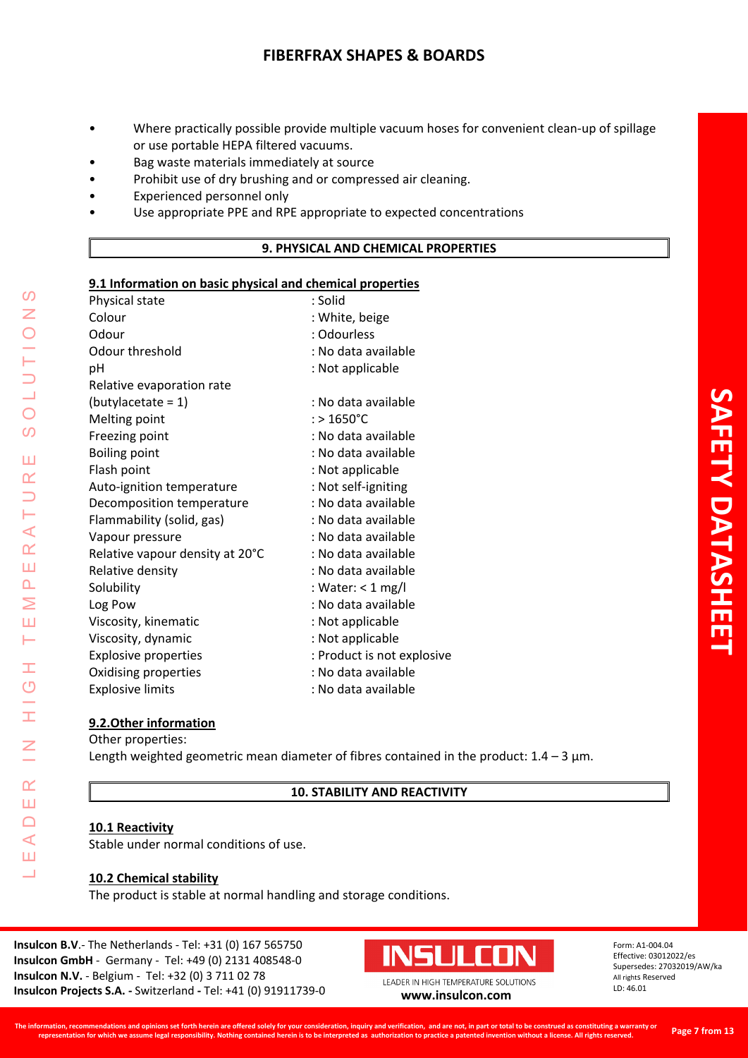- Where practically possible provide multiple vacuum hoses for convenient clean-up of spillage or use portable HEPA filtered vacuums.
- Bag waste materials immediately at source
- Prohibit use of dry brushing and or compressed air cleaning.
- Experienced personnel only
- Use appropriate PPE and RPE appropriate to expected concentrations

## 9. PHYSICAL AND CHEMICAL PROPERTIES

### 9.1 Information on basic physical and chemical properties

| Property | Value |
|---|---|
| Physical state | : Solid |
| Colour | : White, beige |
| Odour | : Odourless |
| Odour threshold | : No data available |
| pH | : Not applicable |
| Relative evaporation rate (butylacetate = 1) | : No data available |
| Melting point | : > 1650°C |
| Freezing point | : No data available |
| Boiling point | : No data available |
| Flash point | : Not applicable |
| Auto-ignition temperature | : Not self-igniting |
| Decomposition temperature | : No data available |
| Flammability (solid, gas) | : No data available |
| Vapour pressure | : No data available |
| Relative vapour density at 20°C | : No data available |
| Relative density | : No data available |
| Solubility | : Water: < 1 mg/l |
| Log Pow | : No data available |
| Viscosity, kinematic | : Not applicable |
| Viscosity, dynamic | : Not applicable |
| Explosive properties | : Product is not explosive |
| Oxidising properties | : No data available |
| Explosive limits | : No data available |

### 9.2.Other information

Other properties:
Length weighted geometric mean diameter of fibres contained in the product: 1.4 – 3 µm.

## 10. STABILITY AND REACTIVITY

### 10.1 Reactivity

Stable under normal conditions of use.

### 10.2 Chemical stability

The product is stable at normal handling and storage conditions.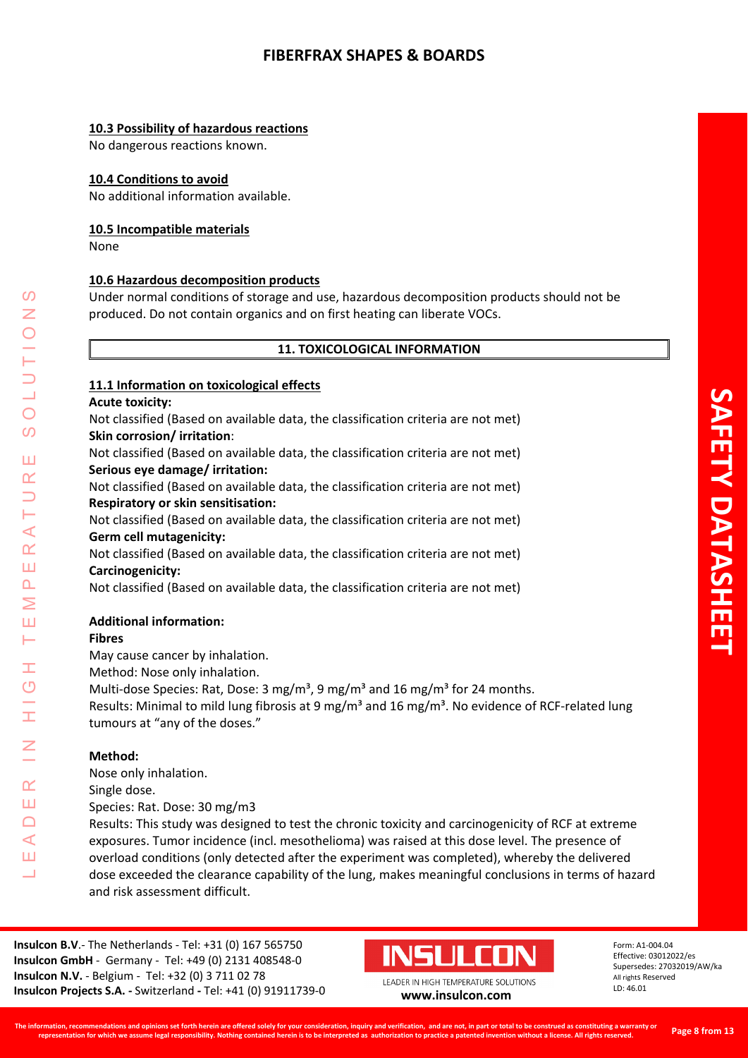### 10.3 Possibility of hazardous reactions

No dangerous reactions known.

### 10.4 Conditions to avoid

No additional information available.

### 10.5 Incompatible materials

None

### 10.6 Hazardous decomposition products

Under normal conditions of storage and use, hazardous decomposition products should not be produced. Do not contain organics and on first heating can liberate VOCs.

## 11. TOXICOLOGICAL INFORMATION

### 11.1 Information on toxicological effects

**Acute toxicity:**

Not classified (Based on available data, the classification criteria are not met)

**Skin corrosion/ irritation**:

Not classified (Based on available data, the classification criteria are not met)

**Serious eye damage/ irritation:**

Not classified (Based on available data, the classification criteria are not met)

**Respiratory or skin sensitisation:**

Not classified (Based on available data, the classification criteria are not met)

**Germ cell mutagenicity:**

Not classified (Based on available data, the classification criteria are not met)

**Carcinogenicity:**

Not classified (Based on available data, the classification criteria are not met)

**Additional information:**

**Fibres**

May cause cancer by inhalation.

Method: Nose only inhalation.

Multi-dose Species: Rat, Dose: 3 mg/m³, 9 mg/m³ and 16 mg/m³ for 24 months.

Results: Minimal to mild lung fibrosis at 9 mg/m³ and 16 mg/m³. No evidence of RCF-related lung tumours at "any of the doses."

**Method:**

Nose only inhalation.

Single dose.

Species: Rat. Dose: 30 mg/m3

Results: This study was designed to test the chronic toxicity and carcinogenicity of RCF at extreme exposures. Tumor incidence (incl. mesothelioma) was raised at this dose level. The presence of overload conditions (only detected after the experiment was completed), whereby the delivered dose exceeded the clearance capability of the lung, makes meaningful conclusions in terms of hazard and risk assessment difficult.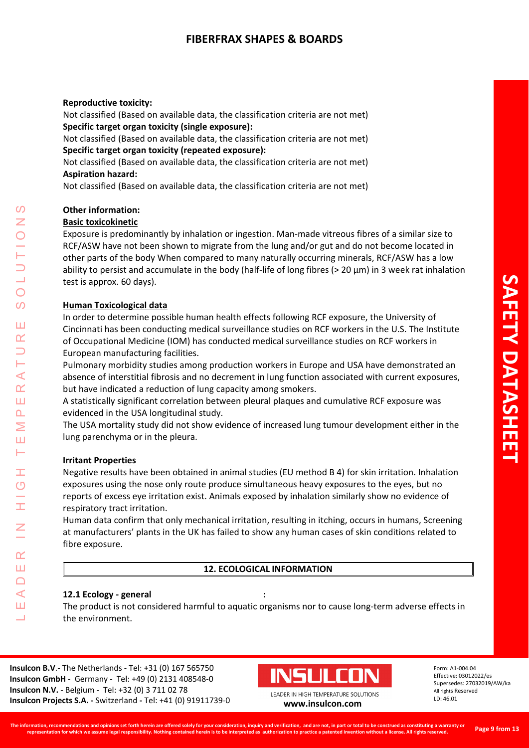**Reproductive toxicity:**
Not classified (Based on available data, the classification criteria are not met)
**Specific target organ toxicity (single exposure):**
Not classified (Based on available data, the classification criteria are not met)
**Specific target organ toxicity (repeated exposure):**
Not classified (Based on available data, the classification criteria are not met)
**Aspiration hazard:**
Not classified (Based on available data, the classification criteria are not met)

**Other information:**

**Basic toxicokinetic**

Exposure is predominantly by inhalation or ingestion. Man-made vitreous fibres of a similar size to RCF/ASW have not been shown to migrate from the lung and/or gut and do not become located in other parts of the body When compared to many naturally occurring minerals, RCF/ASW has a low ability to persist and accumulate in the body (half-life of long fibres (> 20 µm) in 3 week rat inhalation test is approx. 60 days).

**Human Toxicological data**

In order to determine possible human health effects following RCF exposure, the University of Cincinnati has been conducting medical surveillance studies on RCF workers in the U.S. The Institute of Occupational Medicine (IOM) has conducted medical surveillance studies on RCF workers in European manufacturing facilities.

Pulmonary morbidity studies among production workers in Europe and USA have demonstrated an absence of interstitial fibrosis and no decrement in lung function associated with current exposures, but have indicated a reduction of lung capacity among smokers.

A statistically significant correlation between pleural plaques and cumulative RCF exposure was evidenced in the USA longitudinal study.

The USA mortality study did not show evidence of increased lung tumour development either in the lung parenchyma or in the pleura.

**Irritant Properties**

Negative results have been obtained in animal studies (EU method B 4) for skin irritation. Inhalation exposures using the nose only route produce simultaneous heavy exposures to the eyes, but no reports of excess eye irritation exist. Animals exposed by inhalation similarly show no evidence of respiratory tract irritation.

Human data confirm that only mechanical irritation, resulting in itching, occurs in humans, Screening at manufacturers' plants in the UK has failed to show any human cases of skin conditions related to fibre exposure.

## 12. ECOLOGICAL INFORMATION

**12.1 Ecology - general :**

The product is not considered harmful to aquatic organisms nor to cause long-term adverse effects in the environment.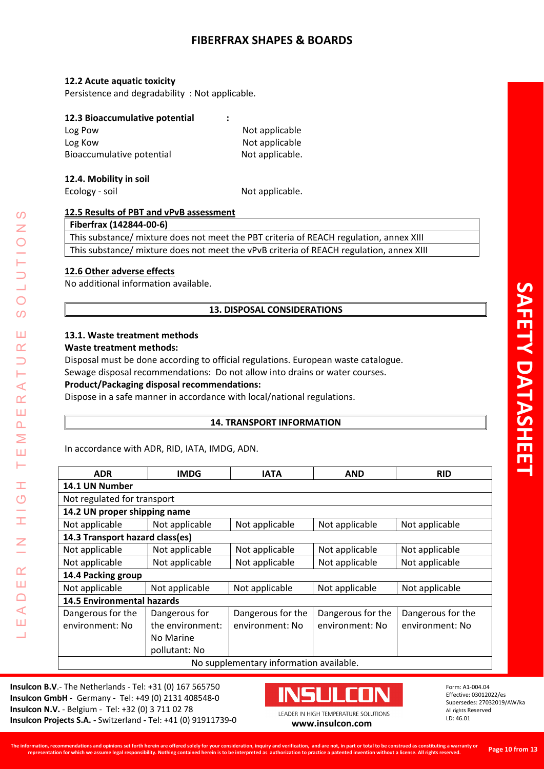### 12.2 Acute aquatic toxicity

Persistence and degradability : Not applicable.

### 12.3 Bioaccumulative potential :

| | |
|---|---|
| Log Pow | Not applicable |
| Log Kow | Not applicable |
| Bioaccumulative potential | Not applicable. |

### 12.4. Mobility in soil

Ecology - soil Not applicable.

### 12.5 Results of PBT and vPvB assessment

| Fiberfrax (142844-00-6) |
|---|
| This substance/ mixture does not meet the PBT criteria of REACH regulation, annex XIII |
| This substance/ mixture does not meet the vPvB criteria of REACH regulation, annex XIII |

### 12.6 Other adverse effects

No additional information available.

## 13. DISPOSAL CONSIDERATIONS

### 13.1. Waste treatment methods

**Waste treatment methods:**

Disposal must be done according to official regulations. European waste catalogue.

Sewage disposal recommendations: Do not allow into drains or water courses.

**Product/Packaging disposal recommendations:**

Dispose in a safe manner in accordance with local/national regulations.

## 14. TRANSPORT INFORMATION

In accordance with ADR, RID, IATA, IMDG, ADN.

| ADR | IMDG | IATA | AND | RID |
|---|---|---|---|---|
| **14.1 UN Number** | | | | |
| Not regulated for transport | | | | |
| **14.2 UN proper shipping name** | | | | |
| Not applicable | Not applicable | Not applicable | Not applicable | Not applicable |
| **14.3 Transport hazard class(es)** | | | | |
| Not applicable | Not applicable | Not applicable | Not applicable | Not applicable |
| Not applicable | Not applicable | Not applicable | Not applicable | Not applicable |
| **14.4 Packing group** | | | | |
| Not applicable | Not applicable | Not applicable | Not applicable | Not applicable |
| **14.5 Environmental hazards** | | | | |
| Dangerous for the environment: No | Dangerous for the environment: No Marine pollutant: No | Dangerous for the environment: No | Dangerous for the environment: No | Dangerous for the environment: No |
| No supplementary information available. | | | | |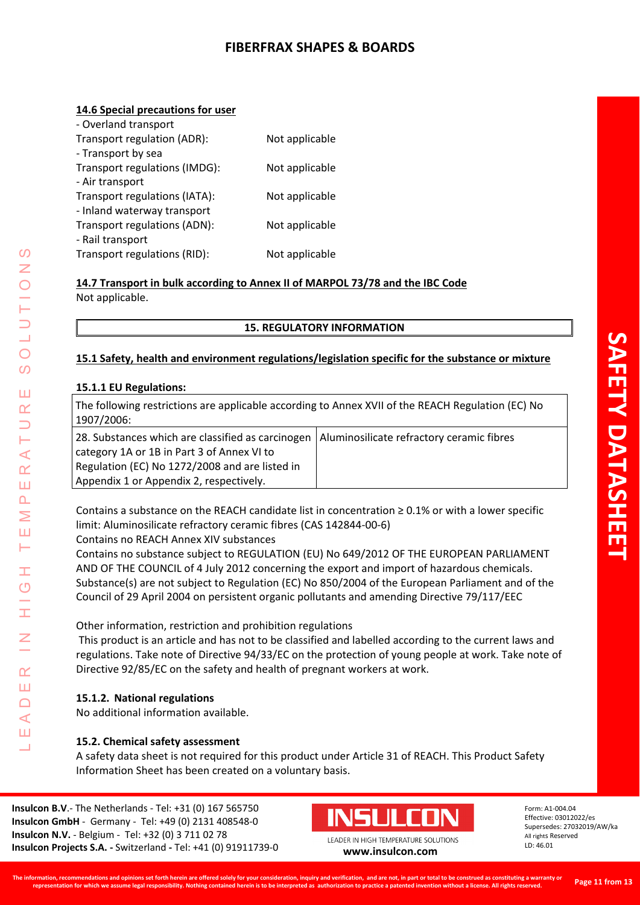#### 14.6 Special precautions for user

- Overland transport

Transport regulation (ADR): Not applicable

- Transport by sea

Transport regulations (IMDG): Not applicable

- Air transport

Transport regulations (IATA): Not applicable

- Inland waterway transport

Transport regulations (ADN): Not applicable

- Rail transport

Transport regulations (RID): Not applicable

#### 14.7 Transport in bulk according to Annex II of MARPOL 73/78 and the IBC Code

Not applicable.

## 15. REGULATORY INFORMATION

### 15.1 Safety, health and environment regulations/legislation specific for the substance or mixture

#### 15.1.1 EU Regulations:

| The following restrictions are applicable according to Annex XVII of the REACH Regulation (EC) No 1907/2006: | |
|---|---|
| 28. Substances which are classified as carcinogen category 1A or 1B in Part 3 of Annex VI to Regulation (EC) No 1272/2008 and are listed in Appendix 1 or Appendix 2, respectively. | Aluminosilicate refractory ceramic fibres |

Contains a substance on the REACH candidate list in concentration ≥ 0.1% or with a lower specific limit: Aluminosilicate refractory ceramic fibres (CAS 142844-00-6)

Contains no REACH Annex XIV substances

Contains no substance subject to REGULATION (EU) No 649/2012 OF THE EUROPEAN PARLIAMENT AND OF THE COUNCIL of 4 July 2012 concerning the export and import of hazardous chemicals.

Substance(s) are not subject to Regulation (EC) No 850/2004 of the European Parliament and of the Council of 29 April 2004 on persistent organic pollutants and amending Directive 79/117/EEC

Other information, restriction and prohibition regulations

This product is an article and has not to be classified and labelled according to the current laws and regulations. Take note of Directive 94/33/EC on the protection of young people at work. Take note of Directive 92/85/EC on the safety and health of pregnant workers at work.

#### 15.1.2. National regulations

No additional information available.

#### 15.2. Chemical safety assessment

A safety data sheet is not required for this product under Article 31 of REACH. This Product Safety Information Sheet has been created on a voluntary basis.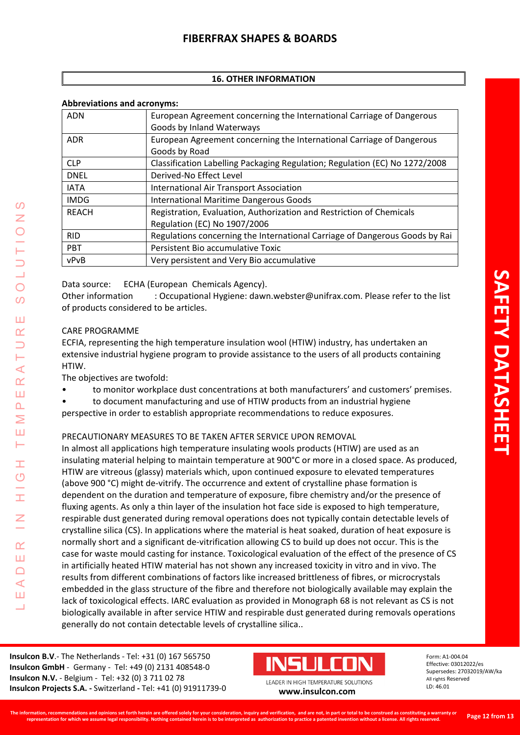## 16. OTHER INFORMATION

**Abbreviations and acronyms:**

| ADN | European Agreement concerning the International Carriage of Dangerous Goods by Inland Waterways |
|---|---|
| ADR | European Agreement concerning the International Carriage of Dangerous Goods by Road |
| CLP | Classification Labelling Packaging Regulation; Regulation (EC) No 1272/2008 |
| DNEL | Derived-No Effect Level |
| IATA | International Air Transport Association |
| IMDG | International Maritime Dangerous Goods |
| REACH | Registration, Evaluation, Authorization and Restriction of Chemicals Regulation (EC) No 1907/2006 |
| RID | Regulations concerning the International Carriage of Dangerous Goods by Rai |
| PBT | Persistent Bio accumulative Toxic |
| vPvB | Very persistent and Very Bio accumulative |

Data source: ECHA (European Chemicals Agency).
Other information : Occupational Hygiene: dawn.webster@unifrax.com. Please refer to the list of products considered to be articles.

CARE PROGRAMME
ECFIA, representing the high temperature insulation wool (HTIW) industry, has undertaken an extensive industrial hygiene program to provide assistance to the users of all products containing HTIW.
The objectives are twofold:

- to monitor workplace dust concentrations at both manufacturers' and customers' premises.
- to document manufacturing and use of HTIW products from an industrial hygiene perspective in order to establish appropriate recommendations to reduce exposures.

PRECAUTIONARY MEASURES TO BE TAKEN AFTER SERVICE UPON REMOVAL
In almost all applications high temperature insulating wools products (HTIW) are used as an insulating material helping to maintain temperature at 900°C or more in a closed space. As produced, HTIW are vitreous (glassy) materials which, upon continued exposure to elevated temperatures (above 900 °C) might de-vitrify. The occurrence and extent of crystalline phase formation is dependent on the duration and temperature of exposure, fibre chemistry and/or the presence of fluxing agents. As only a thin layer of the insulation hot face side is exposed to high temperature, respirable dust generated during removal operations does not typically contain detectable levels of crystalline silica (CS). In applications where the material is heat soaked, duration of heat exposure is normally short and a significant de-vitrification allowing CS to build up does not occur. This is the case for waste mould casting for instance. Toxicological evaluation of the effect of the presence of CS in artificially heated HTIW material has not shown any increased toxicity in vitro and in vivo. The results from different combinations of factors like increased brittleness of fibres, or microcrystals embedded in the glass structure of the fibre and therefore not biologically available may explain the lack of toxicological effects. IARC evaluation as provided in Monograph 68 is not relevant as CS is not biologically available in after service HTIW and respirable dust generated during removals operations generally do not contain detectable levels of crystalline silica..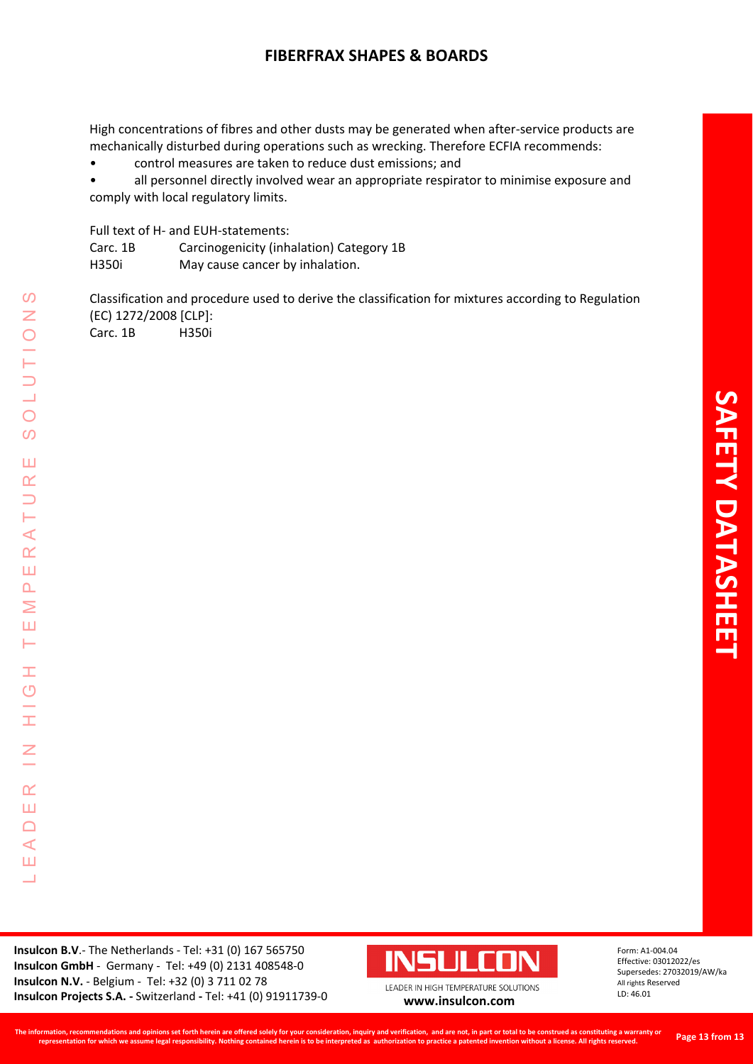High concentrations of fibres and other dusts may be generated when after-service products are mechanically disturbed during operations such as wrecking. Therefore ECFIA recommends:

- control measures are taken to reduce dust emissions; and
- all personnel directly involved wear an appropriate respirator to minimise exposure and comply with local regulatory limits.

Full text of H- and EUH-statements:

| | |
|---|---|
| Carc. 1B | Carcinogenicity (inhalation) Category 1B |
| H350i | May cause cancer by inhalation. |

Classification and procedure used to derive the classification for mixtures according to Regulation (EC) 1272/2008 [CLP]:

Carc. 1B H350i